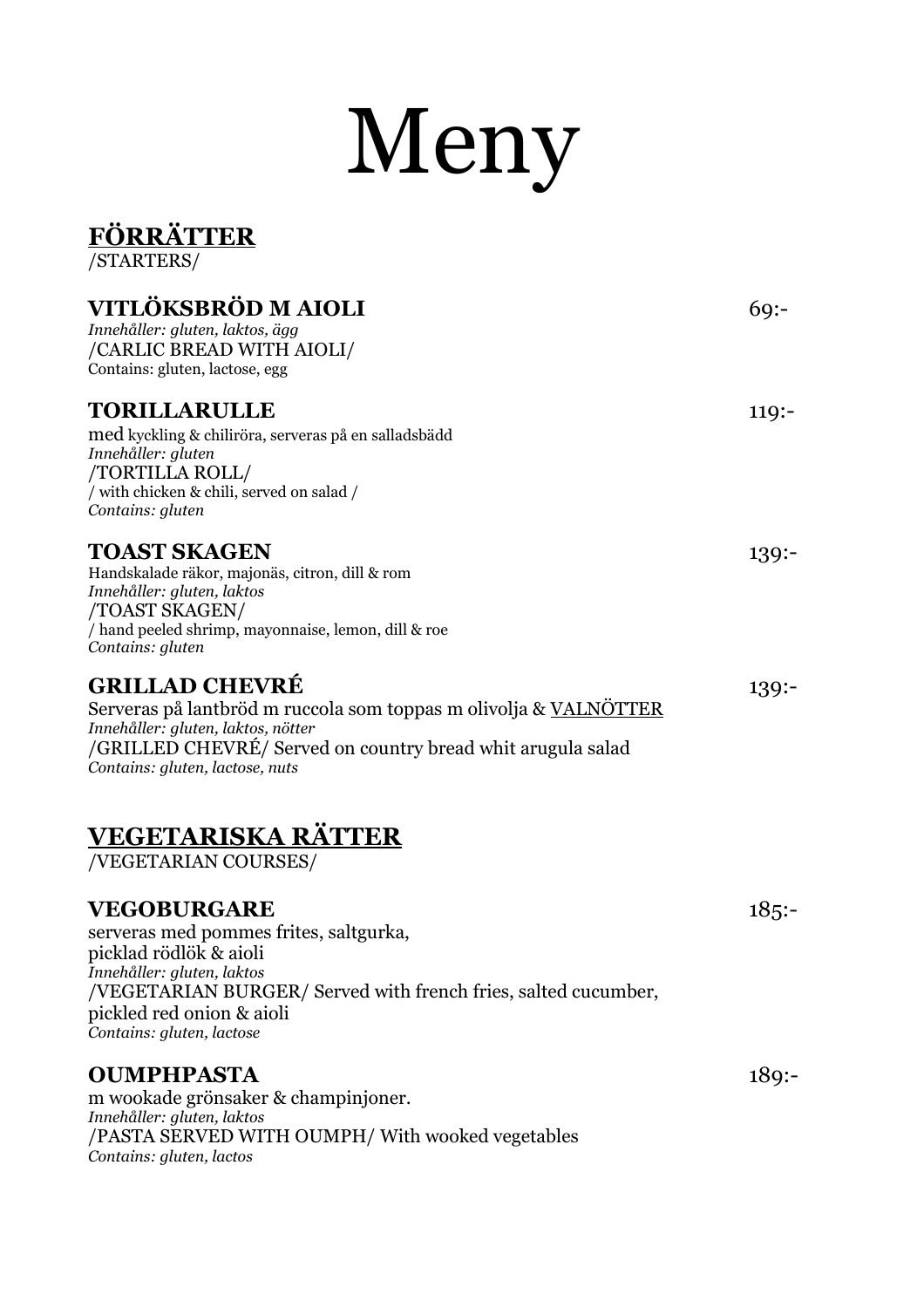# Meny

## FÖRRÄTTER

/STARTERS/

### VITLÖKSBRÖD M AIOLI — 69:-

*Innehåller: gluten, laktos, ägg*
/CARLIC BREAD WITH AIOLI/
Contains: gluten, lactose, egg

### TORILLARULLE — 119:-

med kyckling & chiliröra, serveras på en salladsbädd
*Innehåller: gluten*
/TORTILLA ROLL/
/ with chicken & chili, served on salad /
*Contains: gluten*

### TOAST SKAGEN — 139:-

Handskalade räkor, majonäs, citron, dill & rom
*Innehåller: gluten, laktos*
/TOAST SKAGEN/
/ hand peeled shrimp, mayonnaise, lemon, dill & roe
*Contains: gluten*

### GRILLAD CHEVRÉ — 139:-

Serveras på lantbröd m ruccola som toppas m olivolja & VALNÖTTER
*Innehåller: gluten, laktos, nötter*
/GRILLED CHEVRÉ/ Served on country bread whit arugula salad
*Contains: gluten, lactose, nuts*

## VEGETARISKA RÄTTER

/VEGETARIAN COURSES/

### VEGOBURGARE — 185:-

serveras med pommes frites, saltgurka,
picklad rödlök & aioli
*Innehåller: gluten, laktos*
/VEGETARIAN BURGER/ Served with french fries, salted cucumber,
pickled red onion & aioli
*Contains: gluten, lactose*

### OUMPHPASTA — 189:-

m wookade grönsaker & champinjoner.
*Innehåller: gluten, laktos*
/PASTA SERVED WITH OUMPH/ With wooked vegetables
*Contains: gluten, lactos*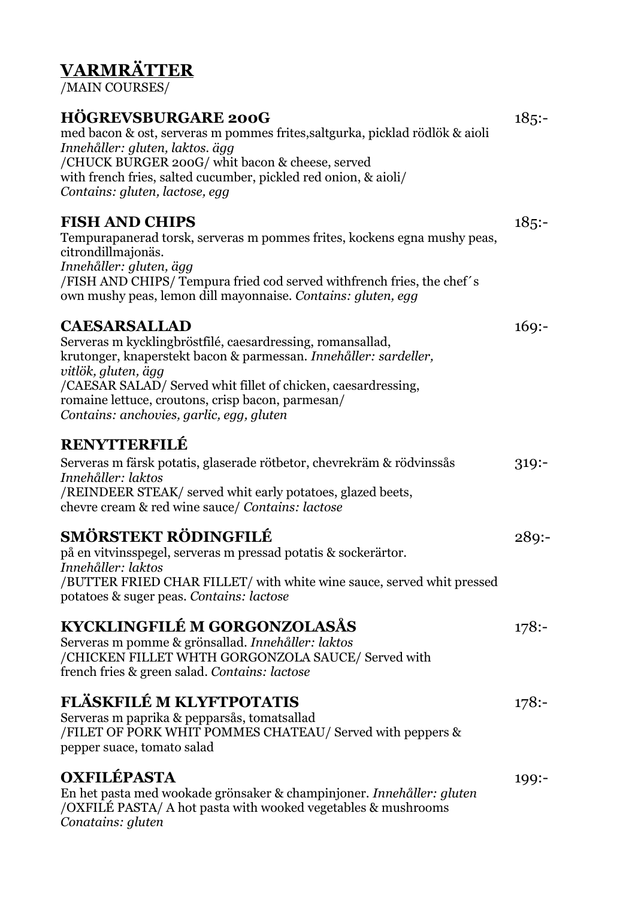# VARMRÄTTER

/MAIN COURSES/

### HÖGREVSBURGARE 200G — 185:-

med bacon & ost, serveras m pommes frites,saltgurka, picklad rödlök & aioli
*Innehåller: gluten, laktos. ägg*
/CHUCK BURGER 200G/ whit bacon & cheese, served
with french fries, salted cucumber, pickled red onion, & aioli/
*Contains: gluten, lactose, egg*

### FISH AND CHIPS — 185:-

Tempurapanerad torsk, serveras m pommes frites, kockens egna mushy peas, citrondillmajonäs.
*Innehåller: gluten, ägg*
/FISH AND CHIPS/ Tempura fried cod served withfrench fries, the chef´s own mushy peas, lemon dill mayonnaise. *Contains: gluten, egg*

### CAESARSALLAD — 169:-

Serveras m kycklingbröstfilé, caesardressing, romansallad, krutonger, knaperstekt bacon & parmessan. *Innehåller: sardeller, vitlök, gluten, ägg*
/CAESAR SALAD/ Served whit fillet of chicken, caesardressing, romaine lettuce, croutons, crisp bacon, parmesan/
*Contains: anchovies, garlic, egg, gluten*

### RENYTTERFILÉ

Serveras m färsk potatis, glaserade rötbetor, chevrekräm & rödvinssås — 319:-
*Innehåller: laktos*
/REINDEER STEAK/ served whit early potatoes, glazed beets, chevre cream & red wine sauce/ *Contains: lactose*

### SMÖRSTEKT RÖDINGFILÉ — 289:-

på en vitvinsspegel, serveras m pressad potatis & sockerärtor.
*Innehåller: laktos*
/BUTTER FRIED CHAR FILLET/ with white wine sauce, served whit pressed potatoes & suger peas. *Contains: lactose*

### KYCKLINGFILÉ M GORGONZOLASÅS — 178:-

Serveras m pomme & grönsallad. *Innehåller: laktos*
/CHICKEN FILLET WHTH GORGONZOLA SAUCE/ Served with french fries & green salad. *Contains: lactose*

### FLÄSKFILÉ M KLYFTPOTATIS — 178:-

Serveras m paprika & pepparsås, tomatsallad
/FILET OF PORK WHIT POMMES CHATEAU/ Served with peppers & pepper suace, tomato salad

### OXFILÉPASTA — 199:-

En het pasta med wookade grönsaker & champinjoner. *Innehåller: gluten*
/OXFILÉ PASTA/ A hot pasta with wooked vegetables & mushrooms
*Conatains: gluten*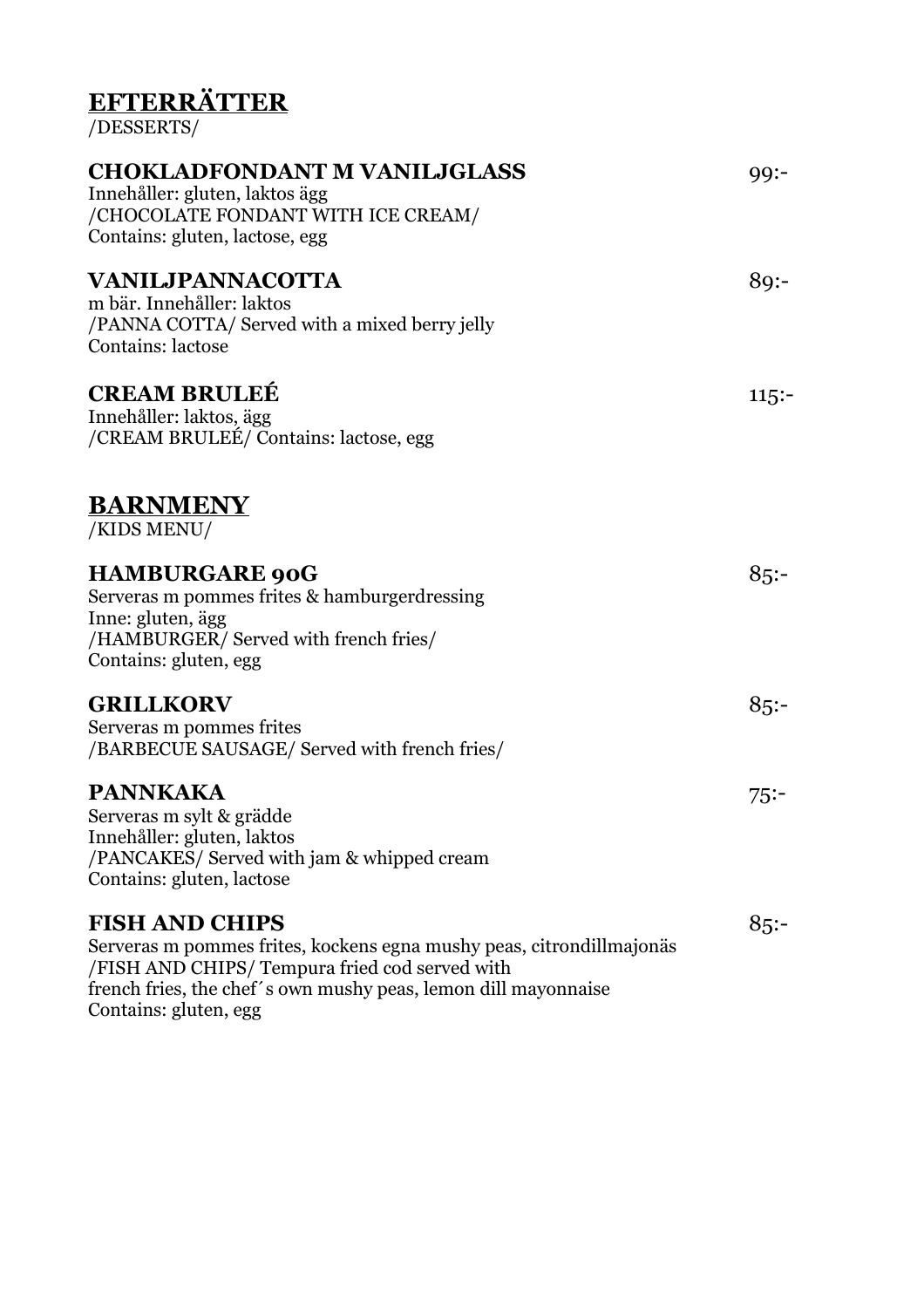## EFTERRÄTTER

/DESSERTS/

### CHOKLADFONDANT M VANILJGLASS — 99:-

Innehåller: gluten, laktos ägg
/CHOCOLATE FONDANT WITH ICE CREAM/
Contains: gluten, lactose, egg

### VANILJPANNACOTTA — 89:-

m bär. Innehåller: laktos
/PANNA COTTA/ Served with a mixed berry jelly
Contains: lactose

### CREAM BRULEÉ — 115:-

Innehåller: laktos, ägg
/CREAM BRULEÉ/ Contains: lactose, egg

## BARNMENY

/KIDS MENU/

### HAMBURGARE 90G — 85:-

Serveras m pommes frites & hamburgerdressing
Inne: gluten, ägg
/HAMBURGER/ Served with french fries/
Contains: gluten, egg

### GRILLKORV — 85:-

Serveras m pommes frites
/BARBECUE SAUSAGE/ Served with french fries/

### PANNKAKA — 75:-

Serveras m sylt & grädde
Innehåller: gluten, laktos
/PANCAKES/ Served with jam & whipped cream
Contains: gluten, lactose

### FISH AND CHIPS — 85:-

Serveras m pommes frites, kockens egna mushy peas, citrondillmajonäs
/FISH AND CHIPS/ Tempura fried cod served with
french fries, the chef´s own mushy peas, lemon dill mayonnaise
Contains: gluten, egg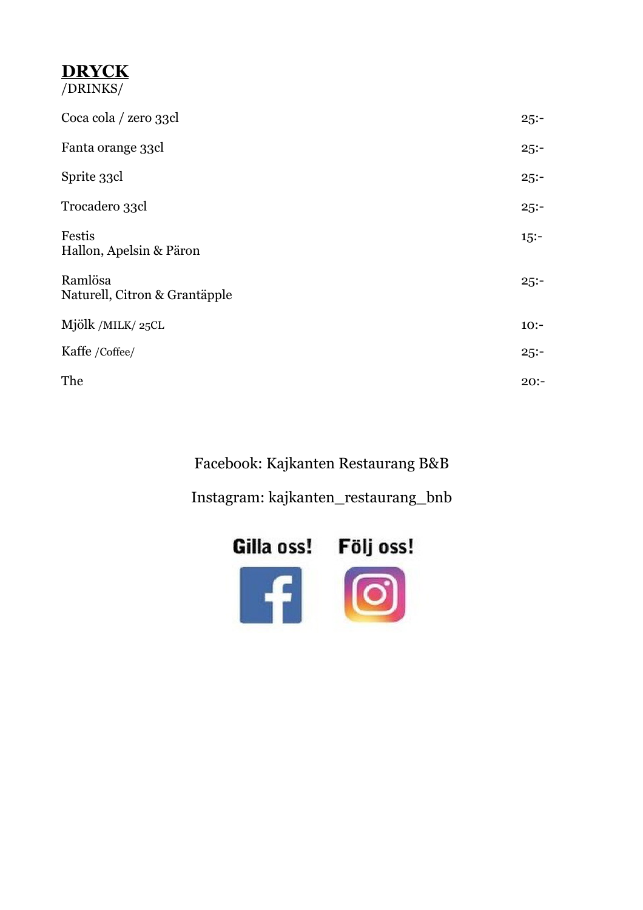# **DRYCK**
/DRINKS/

| | |
|---|---|
| Coca cola / zero 33cl | 25:- |
| Fanta orange 33cl | 25:- |
| Sprite 33cl | 25:- |
| Trocadero 33cl | 25:- |
| Festis<br>Hallon, Apelsin & Päron | 15:- |
| Ramlösa<br>Naturell, Citron & Grantäpple | 25:- |
| Mjölk /MILK/ 25CL | 10:- |
| Kaffe /Coffee/ | 25:- |
| The | 20:- |

Facebook: Kajkanten Restaurang B&B

Instagram: kajkanten_restaurang_bnb

Gilla oss! Följ oss!